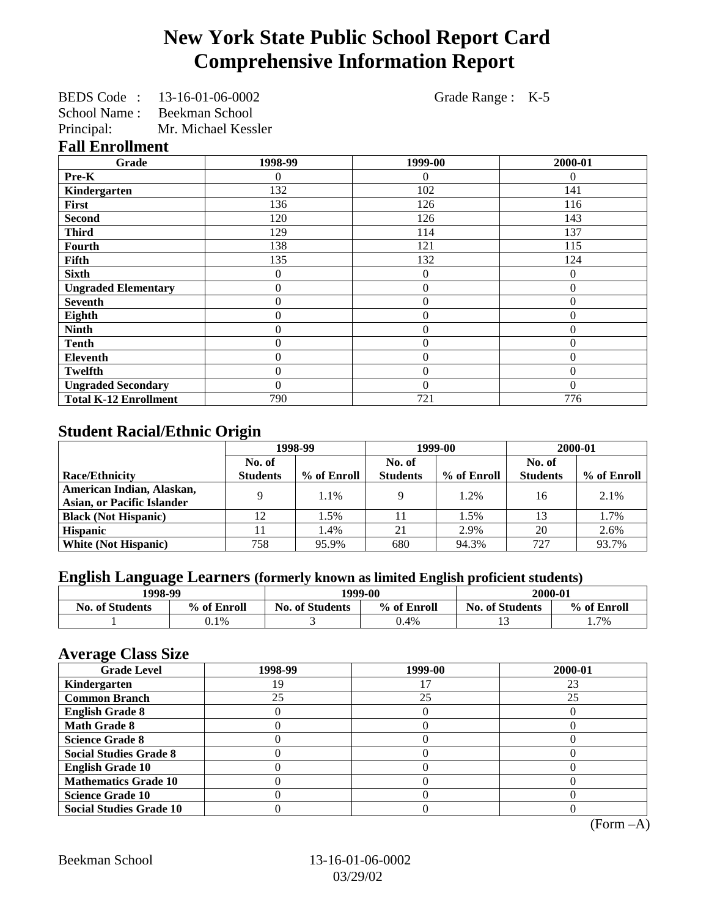# New York State Public School Report Card
# Comprehensive Information Report

BEDS Code : 13-16-01-06-0002 Grade Range : K-5
School Name : Beekman School
Principal: Mr. Michael Kessler

## Fall Enrollment

| Grade | 1998-99 | 1999-00 | 2000-01 |
|---|---|---|---|
| Pre-K | 0 | 0 | 0 |
| Kindergarten | 132 | 102 | 141 |
| First | 136 | 126 | 116 |
| Second | 120 | 126 | 143 |
| Third | 129 | 114 | 137 |
| Fourth | 138 | 121 | 115 |
| Fifth | 135 | 132 | 124 |
| Sixth | 0 | 0 | 0 |
| Ungraded Elementary | 0 | 0 | 0 |
| Seventh | 0 | 0 | 0 |
| Eighth | 0 | 0 | 0 |
| Ninth | 0 | 0 | 0 |
| Tenth | 0 | 0 | 0 |
| Eleventh | 0 | 0 | 0 |
| Twelfth | 0 | 0 | 0 |
| Ungraded Secondary | 0 | 0 | 0 |
| Total K-12 Enrollment | 790 | 721 | 776 |

## Student Racial/Ethnic Origin

| | 1998-99 | | 1999-00 | | 2000-01 | |
|---|---|---|---|---|---|---|
| Race/Ethnicity | No. of Students | % of Enroll | No. of Students | % of Enroll | No. of Students | % of Enroll |
| American Indian, Alaskan, Asian, or Pacific Islander | 9 | 1.1% | 9 | 1.2% | 16 | 2.1% |
| Black (Not Hispanic) | 12 | 1.5% | 11 | 1.5% | 13 | 1.7% |
| Hispanic | 11 | 1.4% | 21 | 2.9% | 20 | 2.6% |
| White (Not Hispanic) | 758 | 95.9% | 680 | 94.3% | 727 | 93.7% |

## English Language Learners (formerly known as limited English proficient students)

| 1998-99 | | 1999-00 | | 2000-01 | |
|---|---|---|---|---|---|
| No. of Students | % of Enroll | No. of Students | % of Enroll | No. of Students | % of Enroll |
| 1 | 0.1% | 3 | 0.4% | 13 | 1.7% |

## Average Class Size

| Grade Level | 1998-99 | 1999-00 | 2000-01 |
|---|---|---|---|
| Kindergarten | 19 | 17 | 23 |
| Common Branch | 25 | 25 | 25 |
| English Grade 8 | 0 | 0 | 0 |
| Math Grade 8 | 0 | 0 | 0 |
| Science Grade 8 | 0 | 0 | 0 |
| Social Studies Grade 8 | 0 | 0 | 0 |
| English Grade 10 | 0 | 0 | 0 |
| Mathematics Grade 10 | 0 | 0 | 0 |
| Science Grade 10 | 0 | 0 | 0 |
| Social Studies Grade 10 | 0 | 0 | 0 |

(Form –A)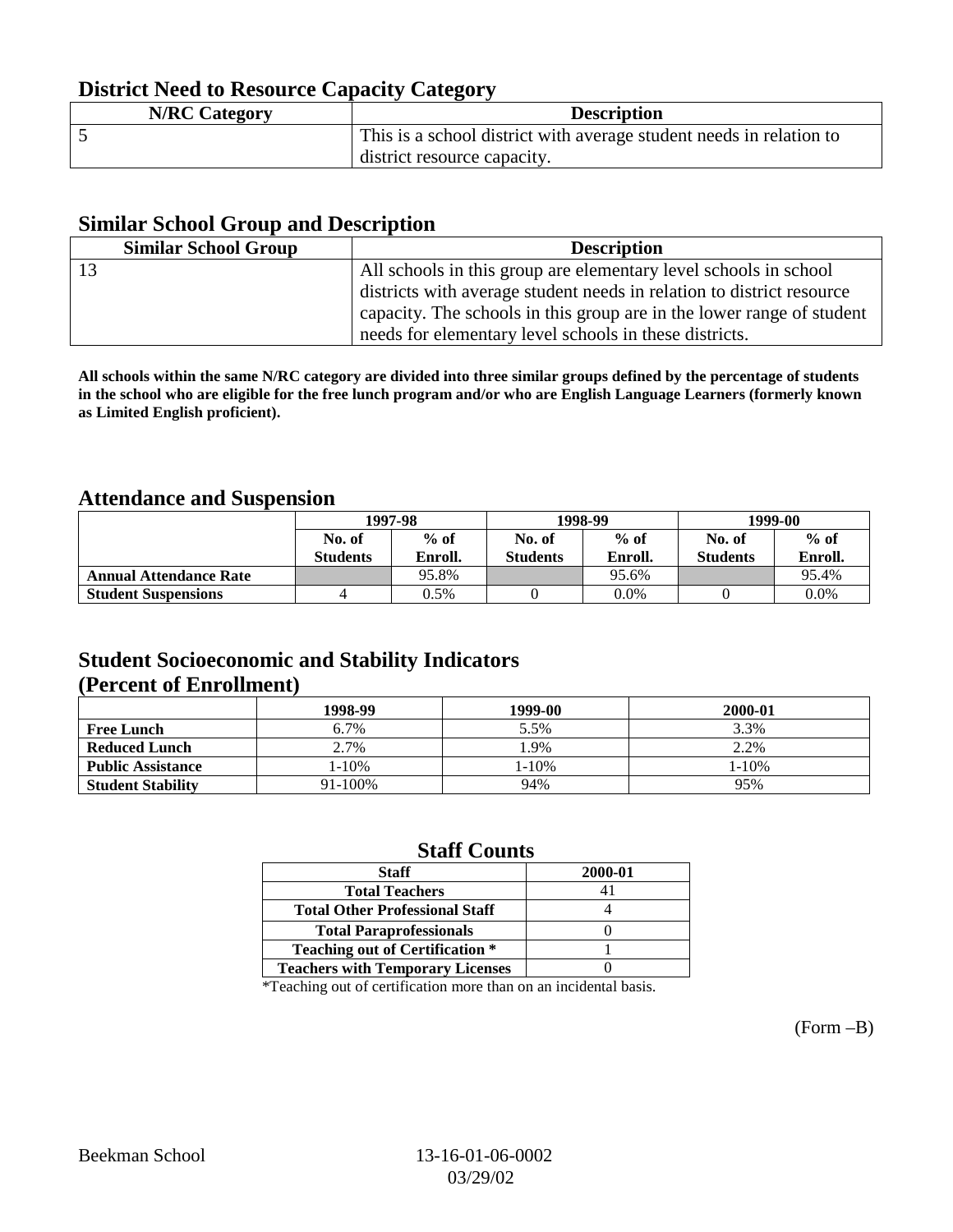## District Need to Resource Capacity Category

| N/RC Category | Description |
|---|---|
| 5 | This is a school district with average student needs in relation to district resource capacity. |

## Similar School Group and Description

| Similar School Group | Description |
|---|---|
| 13 | All schools in this group are elementary level schools in school districts with average student needs in relation to district resource capacity. The schools in this group are in the lower range of student needs for elementary level schools in these districts. |

**All schools within the same N/RC category are divided into three similar groups defined by the percentage of students in the school who are eligible for the free lunch program and/or who are English Language Learners (formerly known as Limited English proficient).**

## Attendance and Suspension

| | 1997-98 | | 1998-99 | | 1999-00 | |
|---|---|---|---|---|---|---|
| | No. of Students | % of Enroll. | No. of Students | % of Enroll. | No. of Students | % of Enroll. |
| **Annual Attendance Rate** | | 95.8% | | 95.6% | | 95.4% |
| **Student Suspensions** | 4 | 0.5% | 0 | 0.0% | 0 | 0.0% |

## Student Socioeconomic and Stability Indicators (Percent of Enrollment)

| | 1998-99 | 1999-00 | 2000-01 |
|---|---|---|---|
| **Free Lunch** | 6.7% | 5.5% | 3.3% |
| **Reduced Lunch** | 2.7% | 1.9% | 2.2% |
| **Public Assistance** | 1-10% | 1-10% | 1-10% |
| **Student Stability** | 91-100% | 94% | 95% |

## Staff Counts

| Staff | 2000-01 |
|---|---|
| Total Teachers | 41 |
| Total Other Professional Staff | 4 |
| Total Paraprofessionals | 0 |
| Teaching out of Certification * | 1 |
| Teachers with Temporary Licenses | 0 |

*Teaching out of certification more than on an incidental basis.

(Form –B)

Beekman School 13-16-01-06-0002 03/29/02